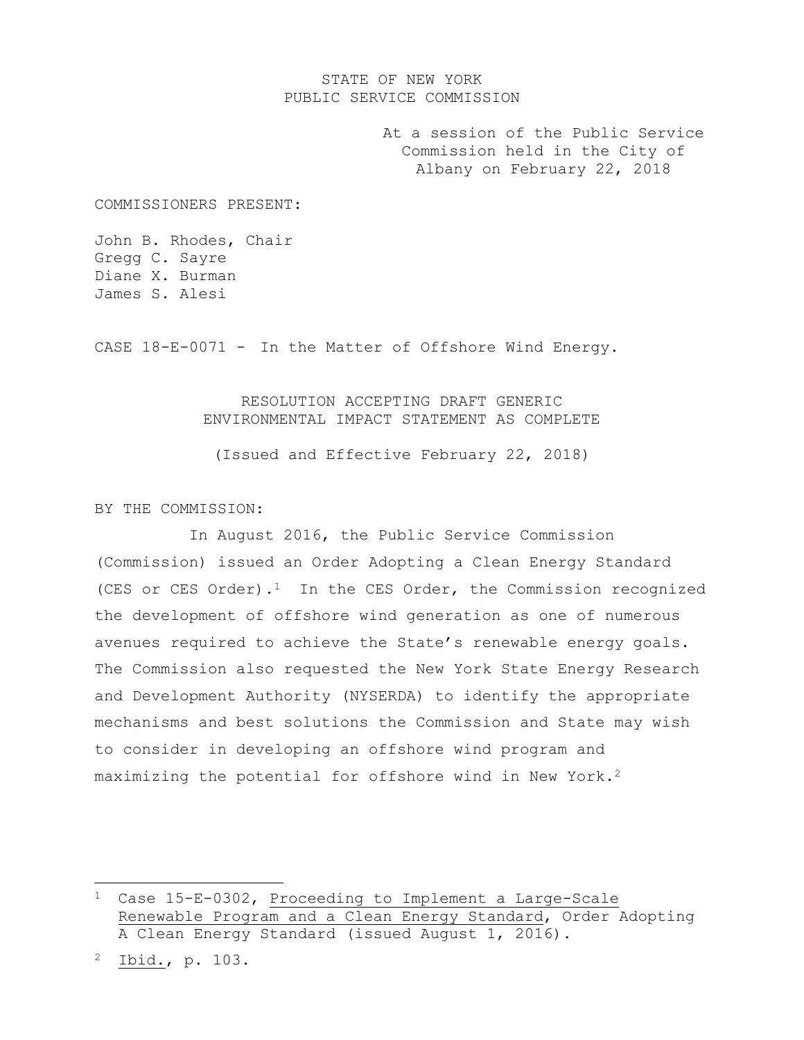STATE OF NEW YORK
PUBLIC SERVICE COMMISSION

At a session of the Public Service Commission held in the City of Albany on February 22, 2018

COMMISSIONERS PRESENT:

John B. Rhodes, Chair
Gregg C. Sayre
Diane X. Burman
James S. Alesi

CASE 18-E-0071 - In the Matter of Offshore Wind Energy.

## RESOLUTION ACCEPTING DRAFT GENERIC ENVIRONMENTAL IMPACT STATEMENT AS COMPLETE

(Issued and Effective February 22, 2018)

BY THE COMMISSION:

In August 2016, the Public Service Commission (Commission) issued an Order Adopting a Clean Energy Standard (CES or CES Order).[1] In the CES Order, the Commission recognized the development of offshore wind generation as one of numerous avenues required to achieve the State's renewable energy goals. The Commission also requested the New York State Energy Research and Development Authority (NYSERDA) to identify the appropriate mechanisms and best solutions the Commission and State may wish to consider in developing an offshore wind program and maximizing the potential for offshore wind in New York.[2]

---

[1] Case 15-E-0302, Proceeding to Implement a Large-Scale Renewable Program and a Clean Energy Standard, Order Adopting A Clean Energy Standard (issued August 1, 2016).

[2] Ibid., p. 103.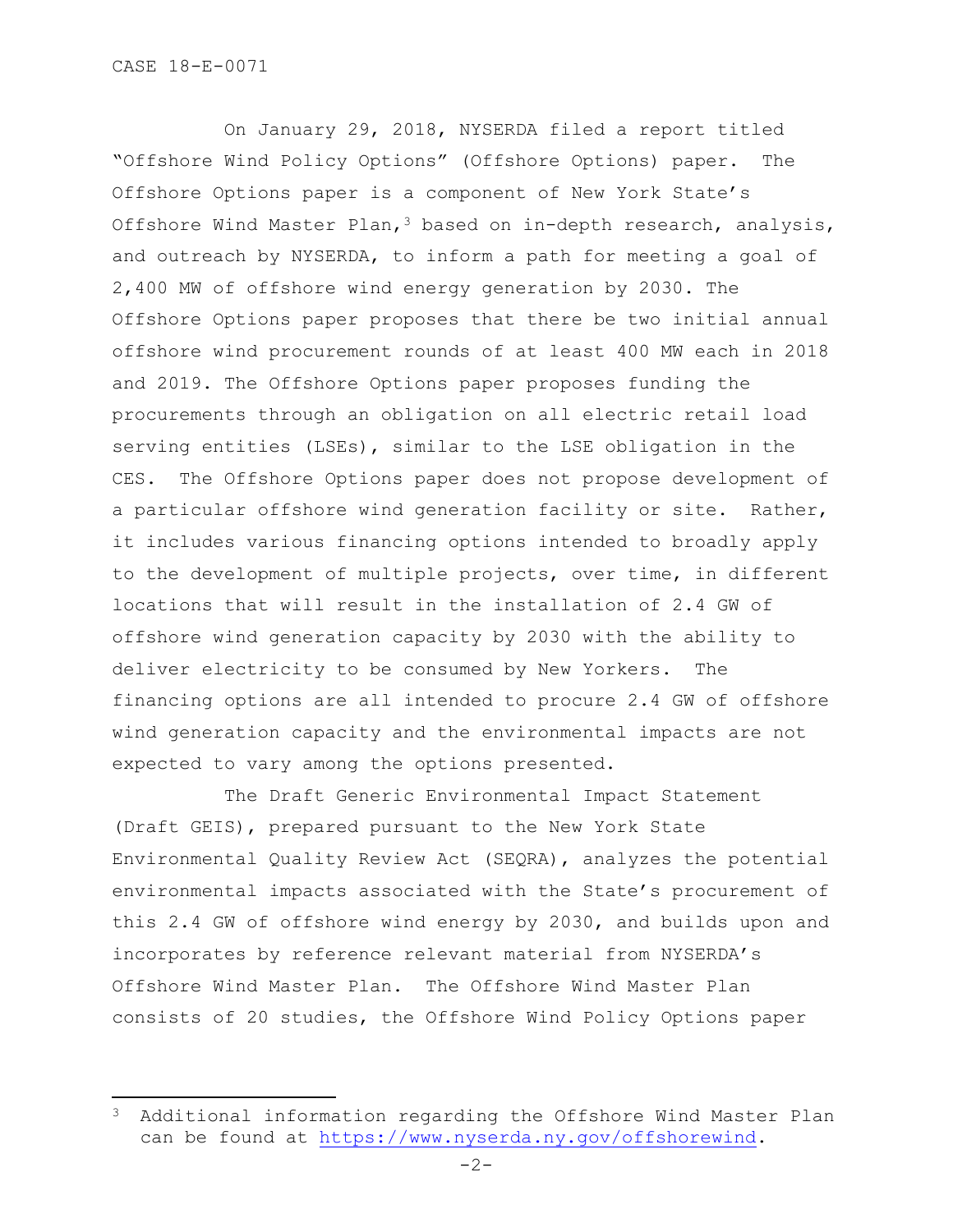On January 29, 2018, NYSERDA filed a report titled "Offshore Wind Policy Options" (Offshore Options) paper. The Offshore Options paper is a component of New York State's Offshore Wind Master Plan,[3] based on in-depth research, analysis, and outreach by NYSERDA, to inform a path for meeting a goal of 2,400 MW of offshore wind energy generation by 2030. The Offshore Options paper proposes that there be two initial annual offshore wind procurement rounds of at least 400 MW each in 2018 and 2019. The Offshore Options paper proposes funding the procurements through an obligation on all electric retail load serving entities (LSEs), similar to the LSE obligation in the CES. The Offshore Options paper does not propose development of a particular offshore wind generation facility or site. Rather, it includes various financing options intended to broadly apply to the development of multiple projects, over time, in different locations that will result in the installation of 2.4 GW of offshore wind generation capacity by 2030 with the ability to deliver electricity to be consumed by New Yorkers. The financing options are all intended to procure 2.4 GW of offshore wind generation capacity and the environmental impacts are not expected to vary among the options presented.

The Draft Generic Environmental Impact Statement (Draft GEIS), prepared pursuant to the New York State Environmental Quality Review Act (SEQRA), analyzes the potential environmental impacts associated with the State's procurement of this 2.4 GW of offshore wind energy by 2030, and builds upon and incorporates by reference relevant material from NYSERDA's Offshore Wind Master Plan. The Offshore Wind Master Plan consists of 20 studies, the Offshore Wind Policy Options paper

[3] Additional information regarding the Offshore Wind Master Plan can be found at https://www.nyserda.ny.gov/offshorewind.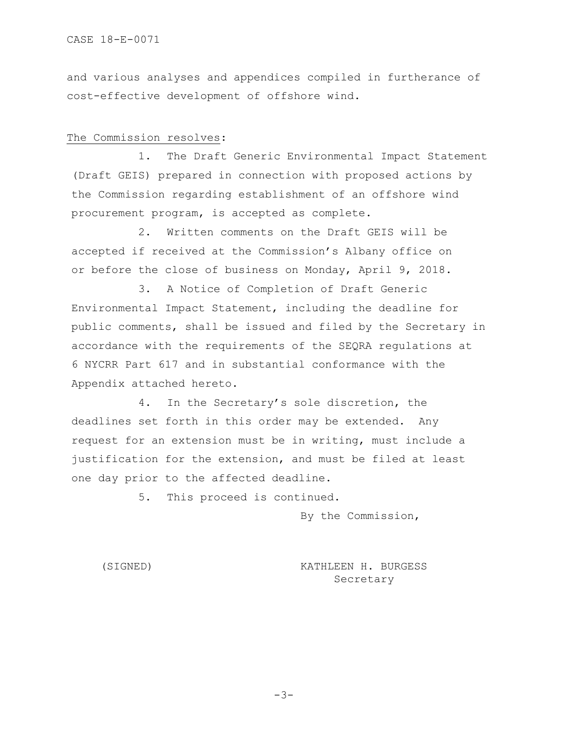and various analyses and appendices compiled in furtherance of cost-effective development of offshore wind.

The Commission resolves:

1. The Draft Generic Environmental Impact Statement (Draft GEIS) prepared in connection with proposed actions by the Commission regarding establishment of an offshore wind procurement program, is accepted as complete.

2. Written comments on the Draft GEIS will be accepted if received at the Commission's Albany office on or before the close of business on Monday, April 9, 2018.

3. A Notice of Completion of Draft Generic Environmental Impact Statement, including the deadline for public comments, shall be issued and filed by the Secretary in accordance with the requirements of the SEQRA regulations at 6 NYCRR Part 617 and in substantial conformance with the Appendix attached hereto.

4. In the Secretary's sole discretion, the deadlines set forth in this order may be extended. Any request for an extension must be in writing, must include a justification for the extension, and must be filed at least one day prior to the affected deadline.

5. This proceed is continued.

By the Commission,

(SIGNED) KATHLEEN H. BURGESS
Secretary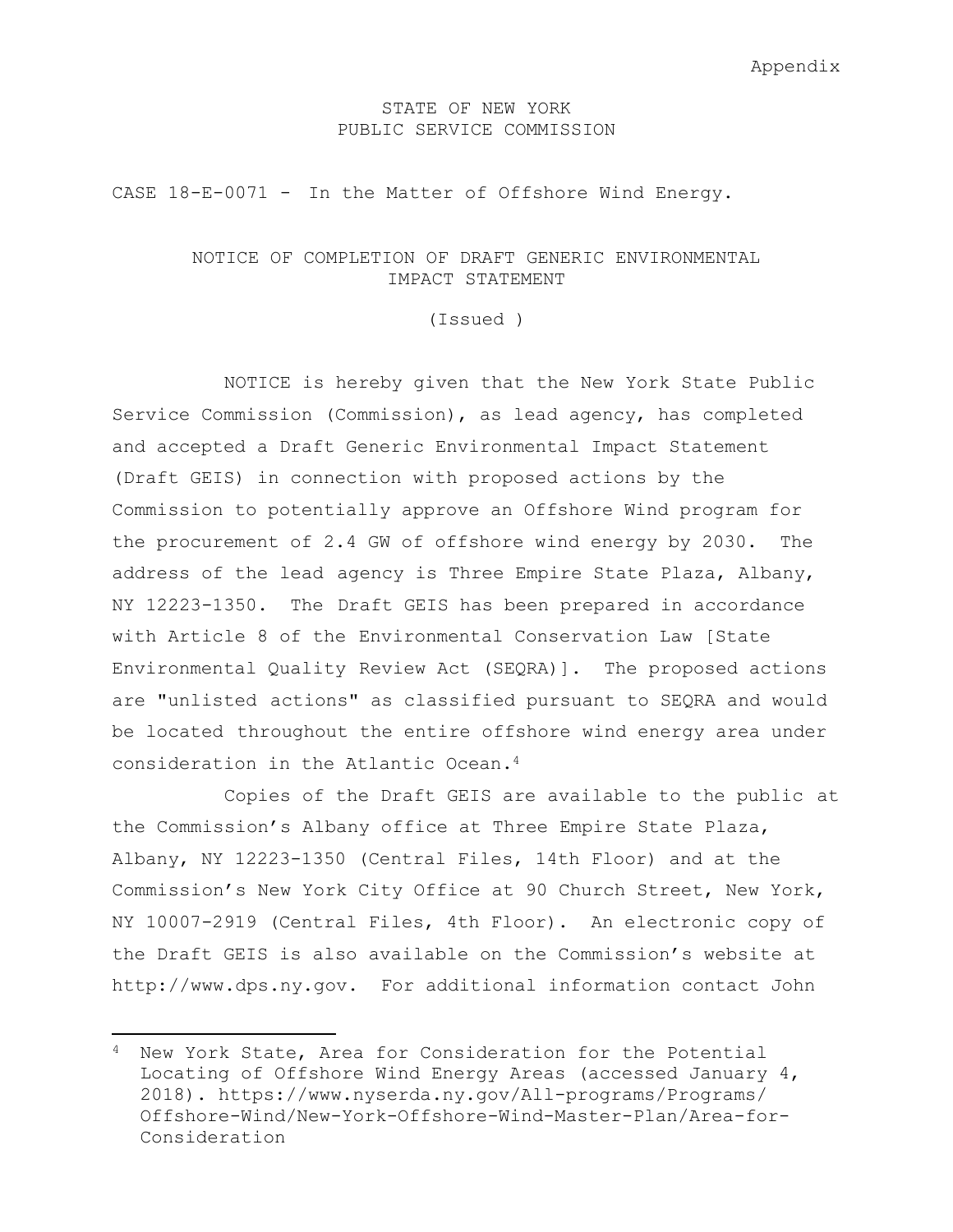Appendix

STATE OF NEW YORK
PUBLIC SERVICE COMMISSION

CASE 18-E-0071 - In the Matter of Offshore Wind Energy.

NOTICE OF COMPLETION OF DRAFT GENERIC ENVIRONMENTAL IMPACT STATEMENT

(Issued )

NOTICE is hereby given that the New York State Public Service Commission (Commission), as lead agency, has completed and accepted a Draft Generic Environmental Impact Statement (Draft GEIS) in connection with proposed actions by the Commission to potentially approve an Offshore Wind program for the procurement of 2.4 GW of offshore wind energy by 2030. The address of the lead agency is Three Empire State Plaza, Albany, NY 12223-1350. The Draft GEIS has been prepared in accordance with Article 8 of the Environmental Conservation Law [State Environmental Quality Review Act (SEQRA)]. The proposed actions are "unlisted actions" as classified pursuant to SEQRA and would be located throughout the entire offshore wind energy area under consideration in the Atlantic Ocean.[4]

Copies of the Draft GEIS are available to the public at the Commission's Albany office at Three Empire State Plaza, Albany, NY 12223-1350 (Central Files, 14th Floor) and at the Commission's New York City Office at 90 Church Street, New York, NY 10007-2919 (Central Files, 4th Floor). An electronic copy of the Draft GEIS is also available on the Commission's website at http://www.dps.ny.gov. For additional information contact John

---

[4] New York State, Area for Consideration for the Potential Locating of Offshore Wind Energy Areas (accessed January 4, 2018). https://www.nyserda.ny.gov/All-programs/Programs/Offshore-Wind/New-York-Offshore-Wind-Master-Plan/Area-for-Consideration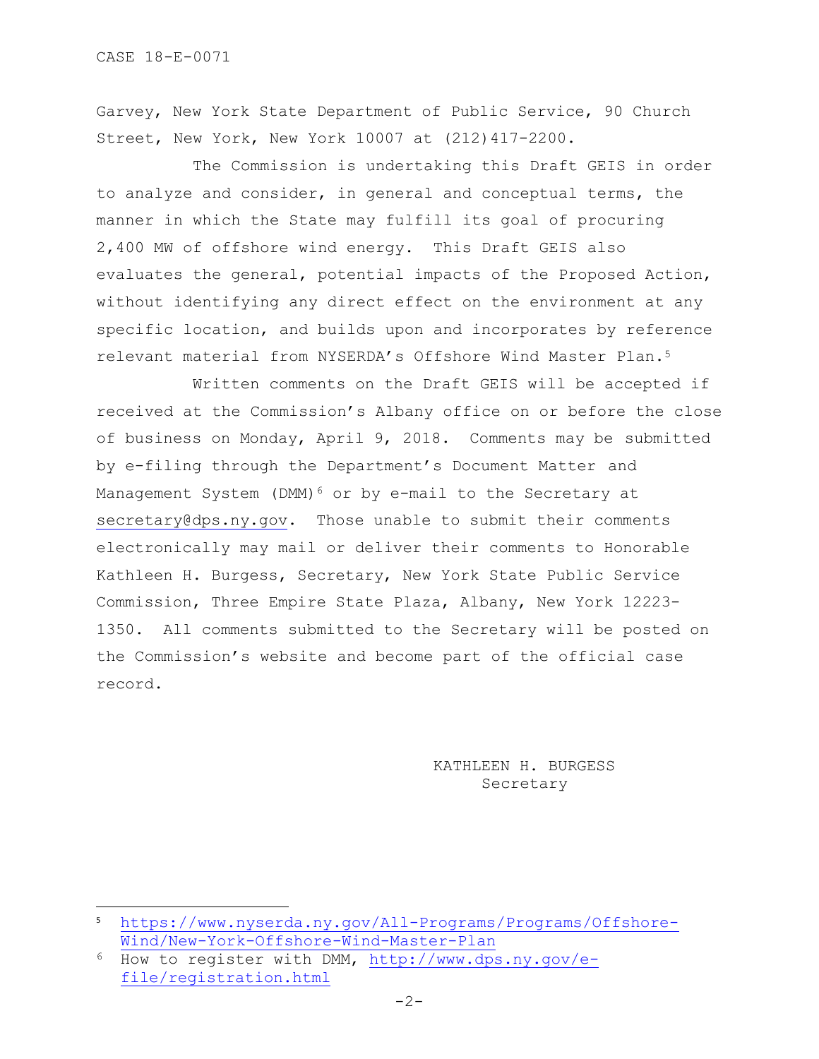Garvey, New York State Department of Public Service, 90 Church Street, New York, New York 10007 at (212)417-2200.

The Commission is undertaking this Draft GEIS in order to analyze and consider, in general and conceptual terms, the manner in which the State may fulfill its goal of procuring 2,400 MW of offshore wind energy. This Draft GEIS also evaluates the general, potential impacts of the Proposed Action, without identifying any direct effect on the environment at any specific location, and builds upon and incorporates by reference relevant material from NYSERDA's Offshore Wind Master Plan.[5]

Written comments on the Draft GEIS will be accepted if received at the Commission's Albany office on or before the close of business on Monday, April 9, 2018. Comments may be submitted by e-filing through the Department's Document Matter and Management System (DMM)[6] or by e-mail to the Secretary at secretary@dps.ny.gov. Those unable to submit their comments electronically may mail or deliver their comments to Honorable Kathleen H. Burgess, Secretary, New York State Public Service Commission, Three Empire State Plaza, Albany, New York 12223-1350. All comments submitted to the Secretary will be posted on the Commission's website and become part of the official case record.

KATHLEEN H. BURGESS
Secretary

---

[5] https://www.nyserda.ny.gov/All-Programs/Programs/Offshore-Wind/New-York-Offshore-Wind-Master-Plan

[6] How to register with DMM, http://www.dps.ny.gov/e-file/registration.html